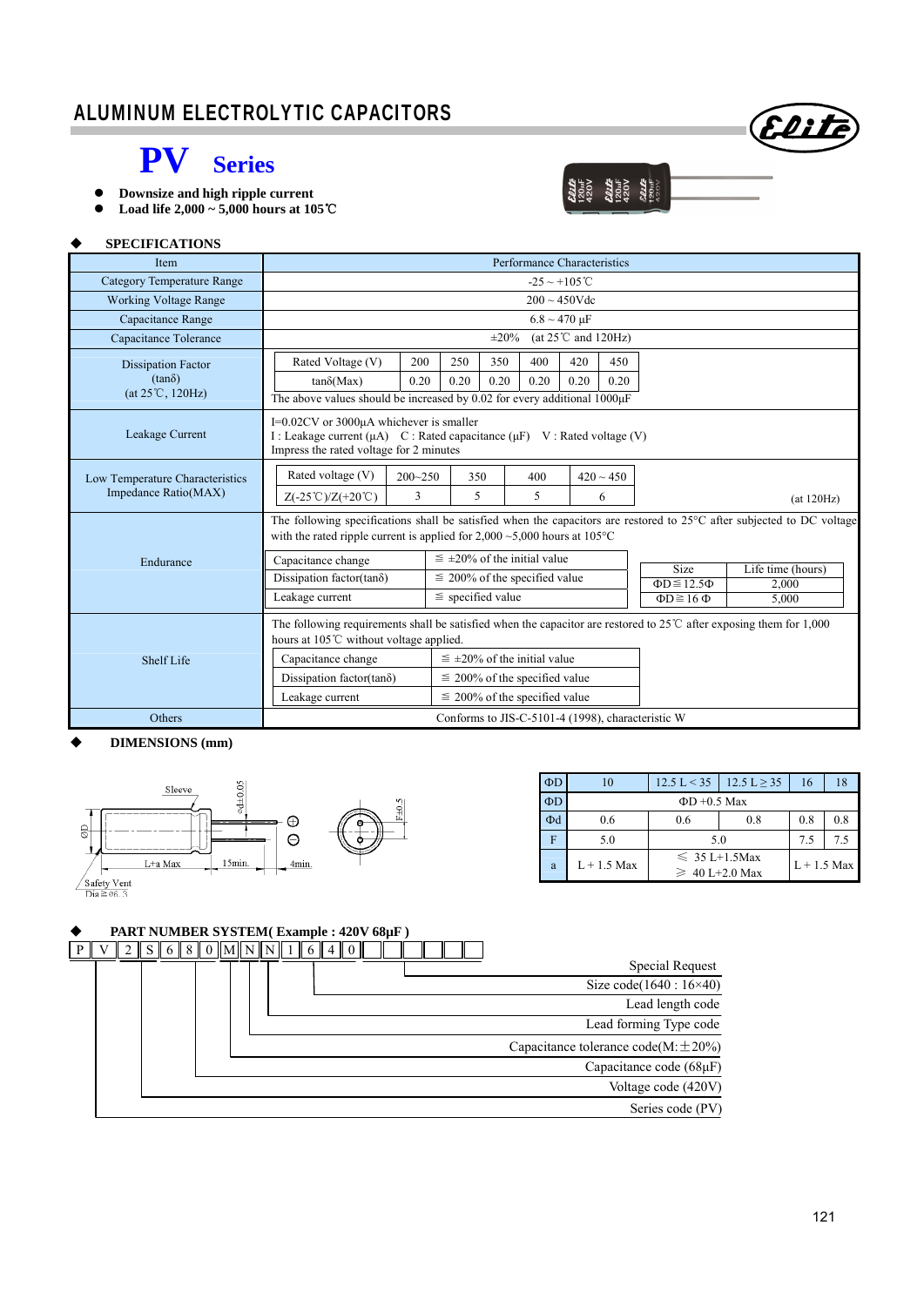# ALUMINUM ELECTROLYTIC CAPACITORS

## PV Series

- **Downsize and high ripple current**
- **Load life 2,000 ~ 5,000 hours at 105℃**

### ◆ SPECIFICATIONS

| Item | Performance Characteristics |
|---|---|
| Category Temperature Range | -25 ~ +105℃ |
| Working Voltage Range | 200 ~ 450Vdc |
| Capacitance Range | 6.8 ~ 470 μF |
| Capacitance Tolerance | ±20% (at 25℃ and 120Hz) |
| Dissipation Factor (tanδ) (at 25℃, 120Hz) | Rated Voltage (V): 200 / 250 / 350 / 400 / 420 / 450; tanδ(Max): 0.20 / 0.20 / 0.20 / 0.20 / 0.20 / 0.20. The above values should be increased by 0.02 for every additional 1000μF |
| Leakage Current | I=0.02CV or 3000μA whichever is smaller. I : Leakage current (μA) C : Rated capacitance (μF) V : Rated voltage (V). Impress the rated voltage for 2 minutes |
| Low Temperature Characteristics Impedance Ratio(MAX) | Rated voltage (V): 200~250 / 350 / 400 / 420 ~ 450; Z(-25℃)/Z(+20℃): 3 / 5 / 5 / 6 (at 120Hz) |
| Endurance | The following specifications shall be satisfied when the capacitors are restored to 25°C after subjected to DC voltage with the rated ripple current is applied for 2,000 ~5,000 hours at 105°C. Capacitance change: ≦ ±20% of the initial value; Dissipation factor(tanδ): ≦ 200% of the specified value; Leakage current: ≦ specified value. Size / Life time (hours): ΦD≦12.5Φ: 2,000; ΦD≧16 Φ: 5,000 |
| Shelf Life | The following requirements shall be satisfied when the capacitor are restored to 25℃ after exposing them for 1,000 hours at 105℃ without voltage applied. Capacitance change: ≦ ±20% of the initial value; Dissipation factor(tanδ): ≦ 200% of the specified value; Leakage current: ≦ 200% of the specified value |
| Others | Conforms to JIS-C-5101-4 (1998), characteristic W |

### ◆ DIMENSIONS (mm)

Sleeve, Φd±0.05, ΦD, L+a Max, 15min., 4min., F±0.5, Safety Vent Dia≧Φ6.3

| ΦD | 10 | 12.5 L < 35 | 12.5 L ≥ 35 | 16 | 18 |
|---|---|---|---|---|---|
| ΦD | ΦD +0.5 Max | | | | |
| Φd | 0.6 | 0.6 | 0.8 | 0.8 | 0.8 |
| F | 5.0 | 5.0 | | 7.5 | 7.5 |
| a | L + 1.5 Max | ≤ 35 L+1.5Max; ≥ 40 L+2.0 Max | | L + 1.5 Max | |

### ◆ PART NUMBER SYSTEM( Example : 420V 68μF )

P V 2 S 6 8 0 M N N 1 6 4 0 _ _ _ _ _ _

- Special Request
- Size code(1640 : 16×40)
- Lead length code
- Lead forming Type code
- Capacitance tolerance code(M:±20%)
- Capacitance code (68μF)
- Voltage code (420V)
- Series code (PV)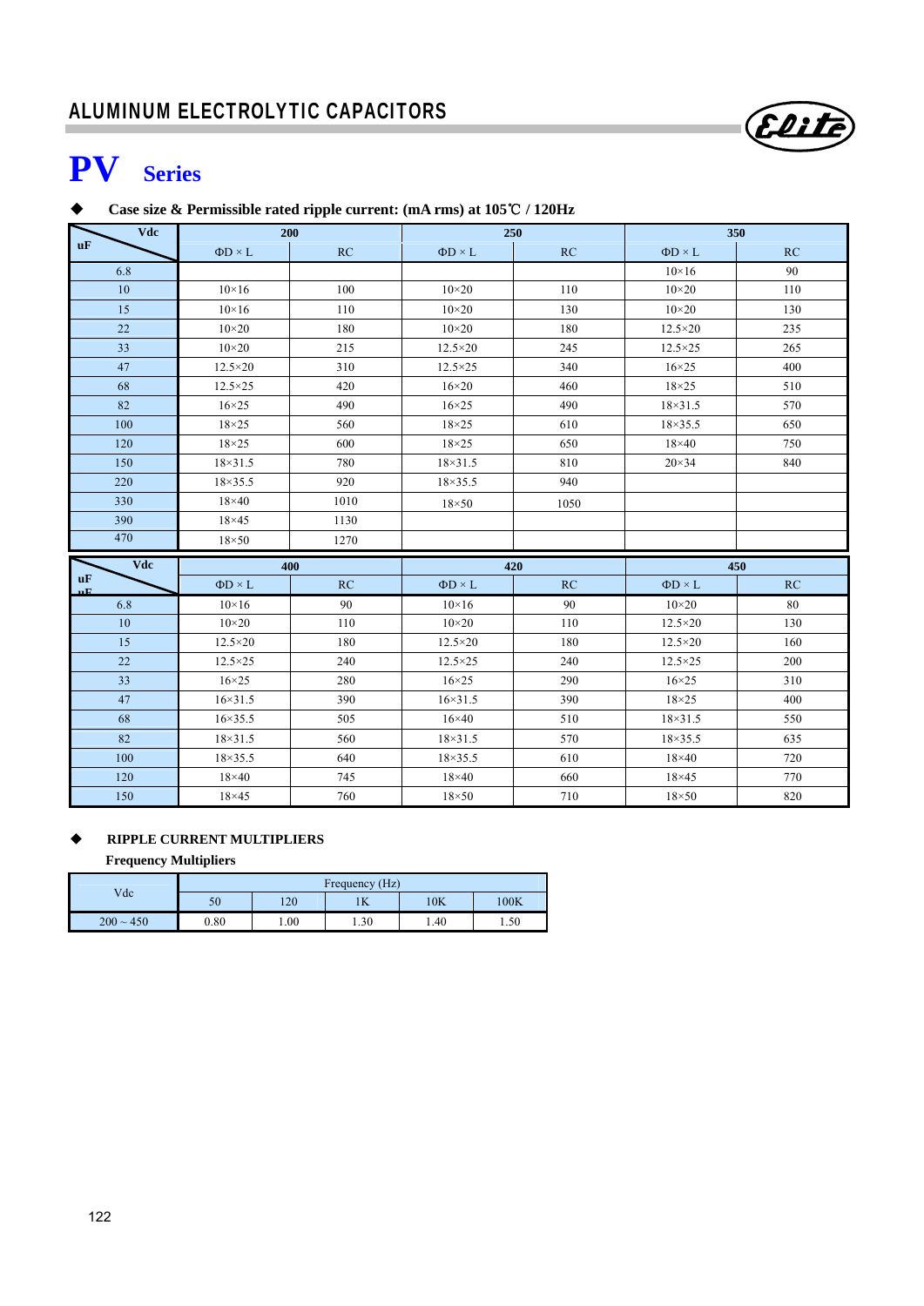# ALUMINUM ELECTROLYTIC CAPACITORS

# PV Series

◆ **Case size & Permissible rated ripple current: (mA rms) at 105℃ / 120Hz**

| Vdc / uF | 200 | | 250 | | 350 | |
|---|---|---|---|---|---|---|
| | ΦD × L | RC | ΦD × L | RC | ΦD × L | RC |
| 6.8 | | | | | 10×16 | 90 |
| 10 | 10×16 | 100 | 10×20 | 110 | 10×20 | 110 |
| 15 | 10×16 | 110 | 10×20 | 130 | 10×20 | 130 |
| 22 | 10×20 | 180 | 10×20 | 180 | 12.5×20 | 235 |
| 33 | 10×20 | 215 | 12.5×20 | 245 | 12.5×25 | 265 |
| 47 | 12.5×20 | 310 | 12.5×25 | 340 | 16×25 | 400 |
| 68 | 12.5×25 | 420 | 16×20 | 460 | 18×25 | 510 |
| 82 | 16×25 | 490 | 16×25 | 490 | 18×31.5 | 570 |
| 100 | 18×25 | 560 | 18×25 | 610 | 18×35.5 | 650 |
| 120 | 18×25 | 600 | 18×25 | 650 | 18×40 | 750 |
| 150 | 18×31.5 | 780 | 18×31.5 | 810 | 20×34 | 840 |
| 220 | 18×35.5 | 920 | 18×35.5 | 940 | | |
| 330 | 18×40 | 1010 | 18×50 | 1050 | | |
| 390 | 18×45 | 1130 | | | | |
| 470 | 18×50 | 1270 | | | | |

| Vdc / uF | 400 | | 420 | | 450 | |
|---|---|---|---|---|---|---|
| | ΦD × L | RC | ΦD × L | RC | ΦD × L | RC |
| 6.8 | 10×16 | 90 | 10×16 | 90 | 10×20 | 80 |
| 10 | 10×20 | 110 | 10×20 | 110 | 12.5×20 | 130 |
| 15 | 12.5×20 | 180 | 12.5×20 | 180 | 12.5×20 | 160 |
| 22 | 12.5×25 | 240 | 12.5×25 | 240 | 12.5×25 | 200 |
| 33 | 16×25 | 280 | 16×25 | 290 | 16×25 | 310 |
| 47 | 16×31.5 | 390 | 16×31.5 | 390 | 18×25 | 400 |
| 68 | 16×35.5 | 505 | 16×40 | 510 | 18×31.5 | 550 |
| 82 | 18×31.5 | 560 | 18×31.5 | 570 | 18×35.5 | 635 |
| 100 | 18×35.5 | 640 | 18×35.5 | 610 | 18×40 | 720 |
| 120 | 18×40 | 745 | 18×40 | 660 | 18×45 | 770 |
| 150 | 18×45 | 760 | 18×50 | 710 | 18×50 | 820 |

◆ **RIPPLE CURRENT MULTIPLIERS**

**Frequency Multipliers**

| Vdc | Frequency (Hz) | | | | |
|---|---|---|---|---|---|
| | 50 | 120 | 1K | 10K | 100K |
| 200 ~ 450 | 0.80 | 1.00 | 1.30 | 1.40 | 1.50 |